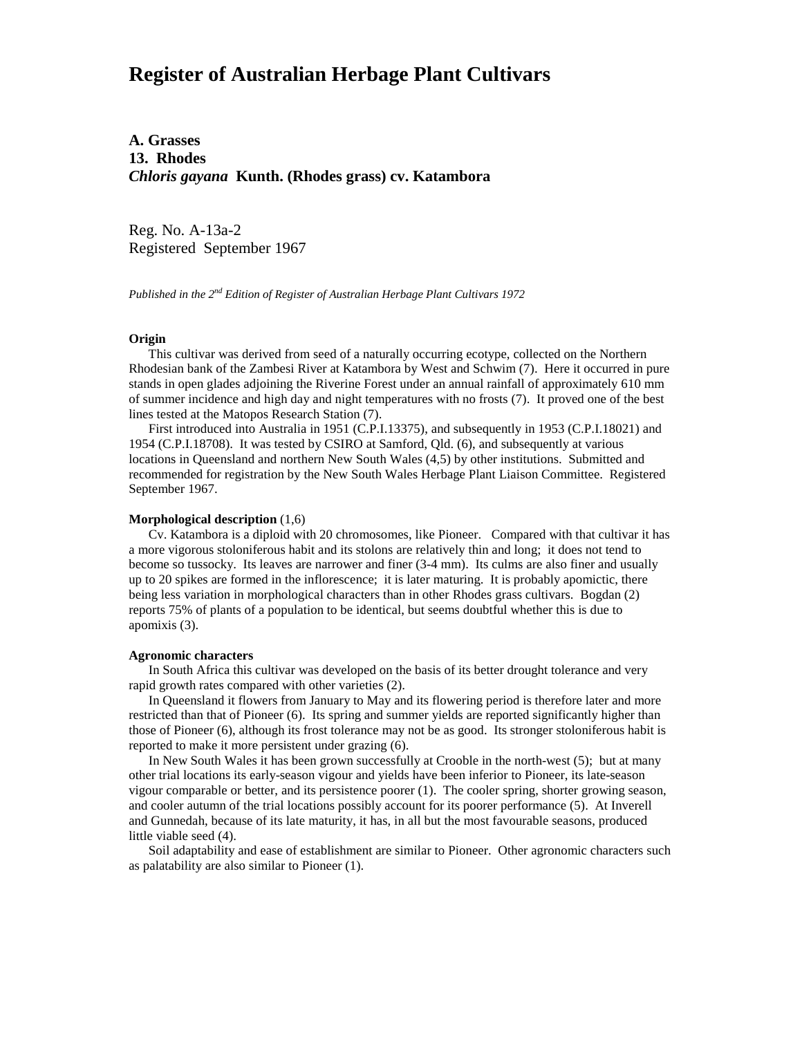# Register of Australian Herbage Plant Cultivars

**A. Grasses**
**13. Rhodes**
***Chloris gayana* Kunth. (Rhodes grass) cv. Katambora**

Reg. No. A-13a-2
Registered September 1967

*Published in the 2nd Edition of Register of Australian Herbage Plant Cultivars 1972*

**Origin**

This cultivar was derived from seed of a naturally occurring ecotype, collected on the Northern Rhodesian bank of the Zambesi River at Katambora by West and Schwim (7). Here it occurred in pure stands in open glades adjoining the Riverine Forest under an annual rainfall of approximately 610 mm of summer incidence and high day and night temperatures with no frosts (7). It proved one of the best lines tested at the Matopos Research Station (7).

First introduced into Australia in 1951 (C.P.I.13375), and subsequently in 1953 (C.P.I.18021) and 1954 (C.P.I.18708). It was tested by CSIRO at Samford, Qld. (6), and subsequently at various locations in Queensland and northern New South Wales (4,5) by other institutions. Submitted and recommended for registration by the New South Wales Herbage Plant Liaison Committee. Registered September 1967.

**Morphological description** (1,6)

Cv. Katambora is a diploid with 20 chromosomes, like Pioneer. Compared with that cultivar it has a more vigorous stoloniferous habit and its stolons are relatively thin and long; it does not tend to become so tussocky. Its leaves are narrower and finer (3-4 mm). Its culms are also finer and usually up to 20 spikes are formed in the inflorescence; it is later maturing. It is probably apomictic, there being less variation in morphological characters than in other Rhodes grass cultivars. Bogdan (2) reports 75% of plants of a population to be identical, but seems doubtful whether this is due to apomixis (3).

**Agronomic characters**

In South Africa this cultivar was developed on the basis of its better drought tolerance and very rapid growth rates compared with other varieties (2).

In Queensland it flowers from January to May and its flowering period is therefore later and more restricted than that of Pioneer (6). Its spring and summer yields are reported significantly higher than those of Pioneer (6), although its frost tolerance may not be as good. Its stronger stoloniferous habit is reported to make it more persistent under grazing (6).

In New South Wales it has been grown successfully at Crooble in the north-west (5); but at many other trial locations its early-season vigour and yields have been inferior to Pioneer, its late-season vigour comparable or better, and its persistence poorer (1). The cooler spring, shorter growing season, and cooler autumn of the trial locations possibly account for its poorer performance (5). At Inverell and Gunnedah, because of its late maturity, it has, in all but the most favourable seasons, produced little viable seed (4).

Soil adaptability and ease of establishment are similar to Pioneer. Other agronomic characters such as palatability are also similar to Pioneer (1).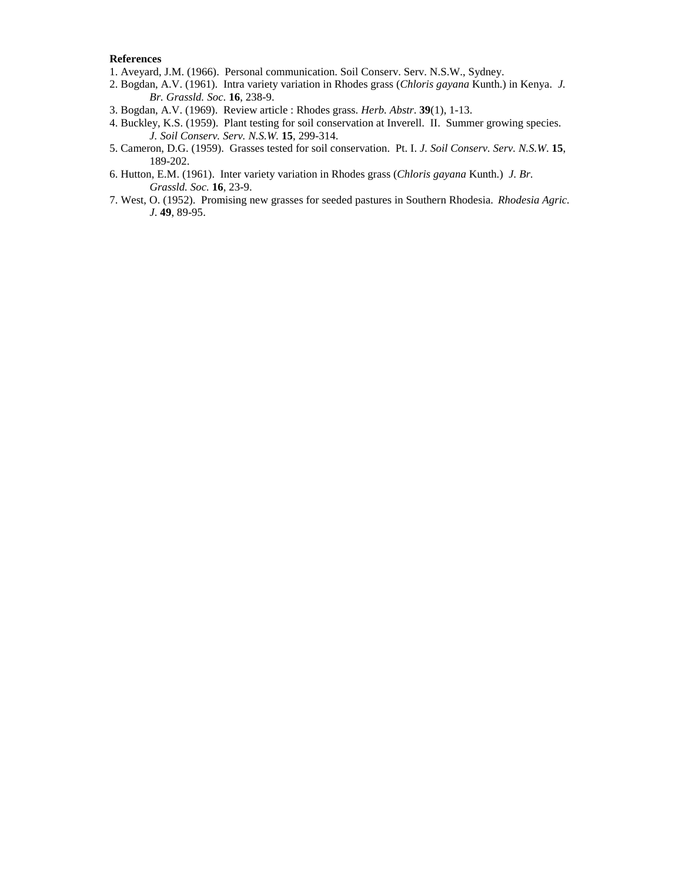**References**

1. Aveyard, J.M. (1966). Personal communication. Soil Conserv. Serv. N.S.W., Sydney.
2. Bogdan, A.V. (1961). Intra variety variation in Rhodes grass (*Chloris gayana* Kunth.) in Kenya. *J. Br. Grassld. Soc.* **16**, 238-9.
3. Bogdan, A.V. (1969). Review article : Rhodes grass. *Herb. Abstr.* **39**(1), 1-13.
4. Buckley, K.S. (1959). Plant testing for soil conservation at Inverell. II. Summer growing species. *J. Soil Conserv. Serv. N.S.W.* **15**, 299-314.
5. Cameron, D.G. (1959). Grasses tested for soil conservation. Pt. I. *J. Soil Conserv. Serv. N.S.W.* **15**, 189-202.
6. Hutton, E.M. (1961). Inter variety variation in Rhodes grass (*Chloris gayana* Kunth.) *J. Br. Grassld. Soc.* **16**, 23-9.
7. West, O. (1952). Promising new grasses for seeded pastures in Southern Rhodesia. *Rhodesia Agric. J.* **49**, 89-95.